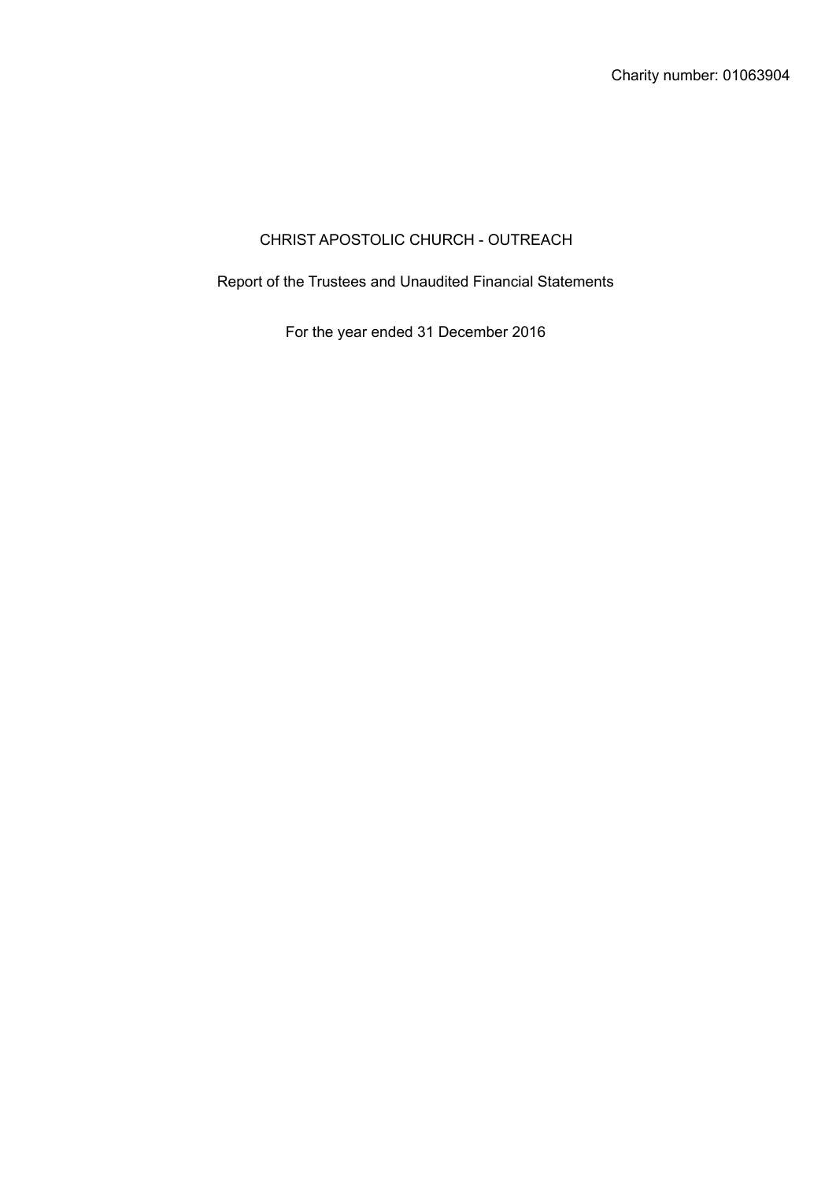Charity number: 01063904

# CHRIST APOSTOLIC CHURCH - OUTREACH

Report of the Trustees and Unaudited Financial Statements

For the year ended 31 December 2016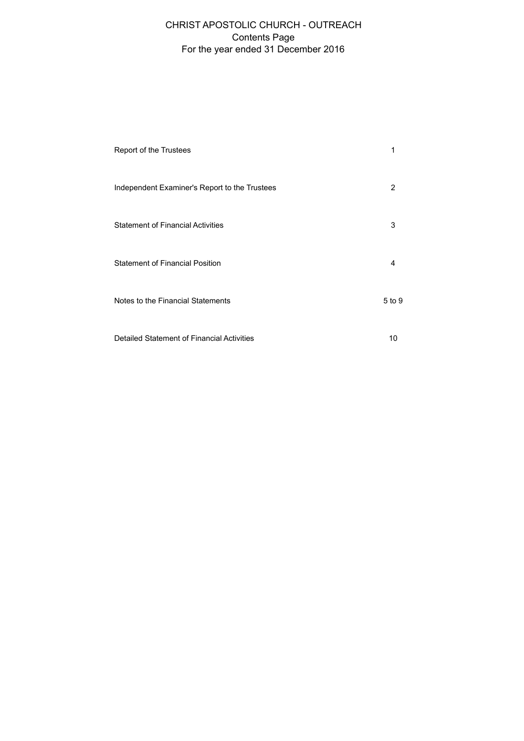# CHRIST APOSTOLIC CHURCH - OUTREACH
## Contents Page
## For the year ended 31 December 2016

| | |
|---|---|
| Report of the Trustees | 1 |
| Independent Examiner's Report to the Trustees | 2 |
| Statement of Financial Activities | 3 |
| Statement of Financial Position | 4 |
| Notes to the Financial Statements | 5 to 9 |
| Detailed Statement of Financial Activities | 10 |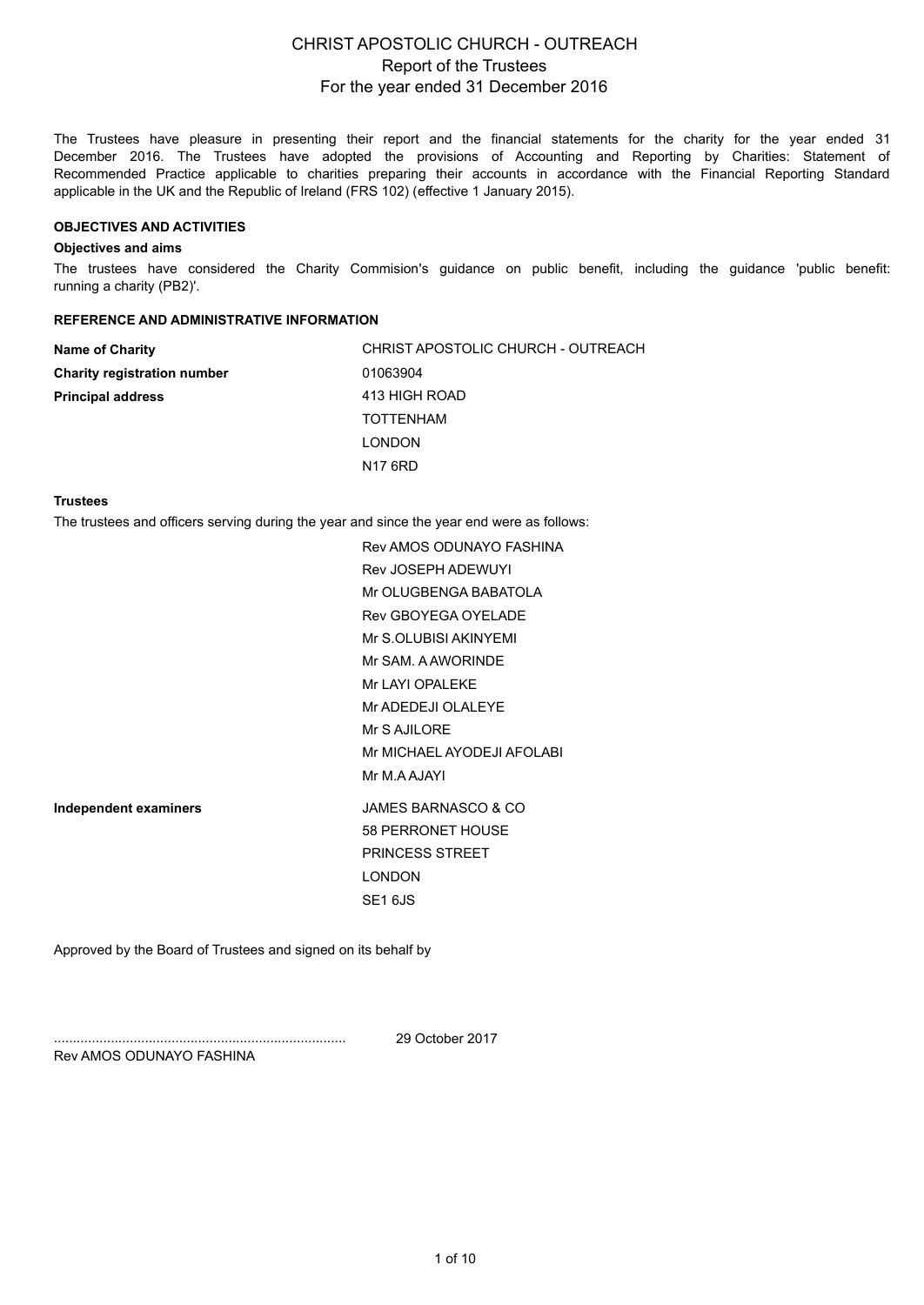# CHRIST APOSTOLIC CHURCH - OUTREACH
## Report of the Trustees
## For the year ended 31 December 2016

The Trustees have pleasure in presenting their report and the financial statements for the charity for the year ended 31 December 2016. The Trustees have adopted the provisions of Accounting and Reporting by Charities: Statement of Recommended Practice applicable to charities preparing their accounts in accordance with the Financial Reporting Standard applicable in the UK and the Republic of Ireland (FRS 102) (effective 1 January 2015).

### OBJECTIVES AND ACTIVITIES

**Objectives and aims**

The trustees have considered the Charity Commision's guidance on public benefit, including the guidance 'public benefit: running a charity (PB2)'.

### REFERENCE AND ADMINISTRATIVE INFORMATION

| | |
|---|---|
| **Name of Charity** | CHRIST APOSTOLIC CHURCH - OUTREACH |
| **Charity registration number** | 01063904 |
| **Principal address** | 413 HIGH ROAD<br>TOTTENHAM<br>LONDON<br>N17 6RD |

**Trustees**

The trustees and officers serving during the year and since the year end were as follows:

- Rev AMOS ODUNAYO FASHINA
- Rev JOSEPH ADEWUYI
- Mr OLUGBENGA BABATOLA
- Rev GBOYEGA OYELADE
- Mr S.OLUBISI AKINYEMI
- Mr SAM. A AWORINDE
- Mr LAYI OPALEKE
- Mr ADEDEJI OLALEYE
- Mr S AJILORE
- Mr MICHAEL AYODEJI AFOLABI
- Mr M.A AJAYI

| | |
|---|---|
| **Independent examiners** | JAMES BARNASCO & CO<br>58 PERRONET HOUSE<br>PRINCESS STREET<br>LONDON<br>SE1 6JS |

Approved by the Board of Trustees and signed on its behalf by

............................................................................ 29 October 2017

Rev AMOS ODUNAYO FASHINA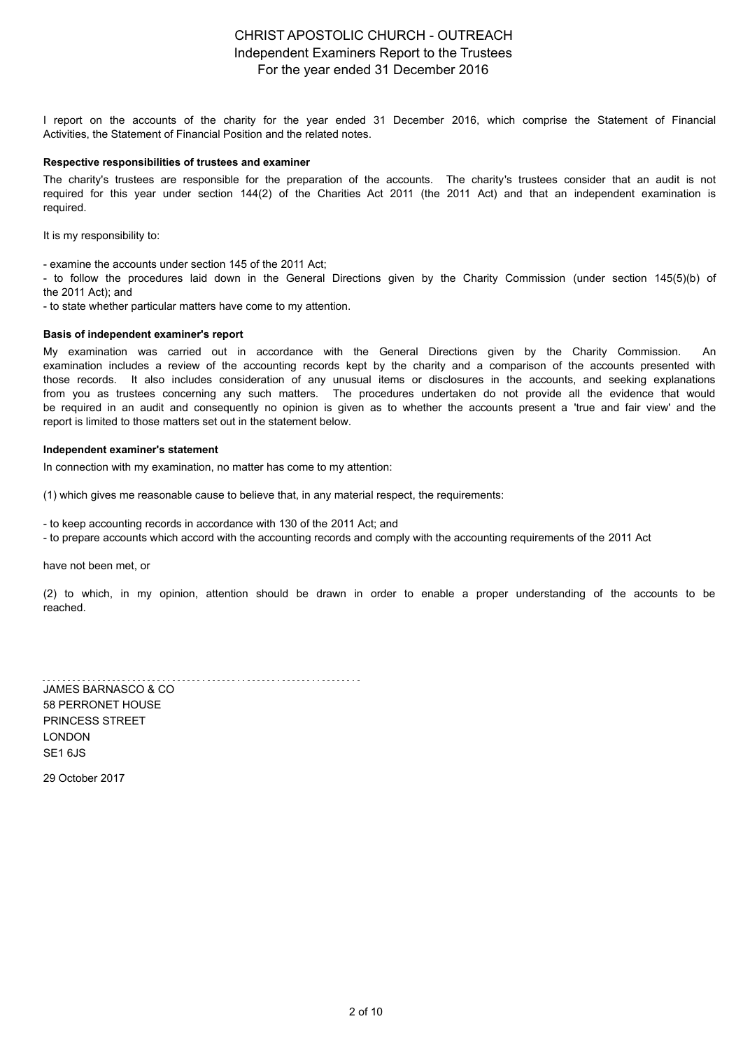# CHRIST APOSTOLIC CHURCH - OUTREACH

## Independent Examiners Report to the Trustees

## For the year ended 31 December 2016

I report on the accounts of the charity for the year ended 31 December 2016, which comprise the Statement of Financial Activities, the Statement of Financial Position and the related notes.

**Respective responsibilities of trustees and examiner**

The charity's trustees are responsible for the preparation of the accounts. The charity's trustees consider that an audit is not required for this year under section 144(2) of the Charities Act 2011 (the 2011 Act) and that an independent examination is required.

It is my responsibility to:

- examine the accounts under section 145 of the 2011 Act;
- to follow the procedures laid down in the General Directions given by the Charity Commission (under section 145(5)(b) of the 2011 Act); and
- to state whether particular matters have come to my attention.

**Basis of independent examiner's report**

My examination was carried out in accordance with the General Directions given by the Charity Commission. An examination includes a review of the accounting records kept by the charity and a comparison of the accounts presented with those records. It also includes consideration of any unusual items or disclosures in the accounts, and seeking explanations from you as trustees concerning any such matters. The procedures undertaken do not provide all the evidence that would be required in an audit and consequently no opinion is given as to whether the accounts present a 'true and fair view' and the report is limited to those matters set out in the statement below.

**Independent examiner's statement**

In connection with my examination, no matter has come to my attention:

(1) which gives me reasonable cause to believe that, in any material respect, the requirements:

- to keep accounting records in accordance with 130 of the 2011 Act; and
- to prepare accounts which accord with the accounting records and comply with the accounting requirements of the 2011 Act

have not been met, or

(2) to which, in my opinion, attention should be drawn in order to enable a proper understanding of the accounts to be reached.

JAMES BARNASCO & CO
58 PERRONET HOUSE
PRINCESS STREET
LONDON
SE1 6JS

29 October 2017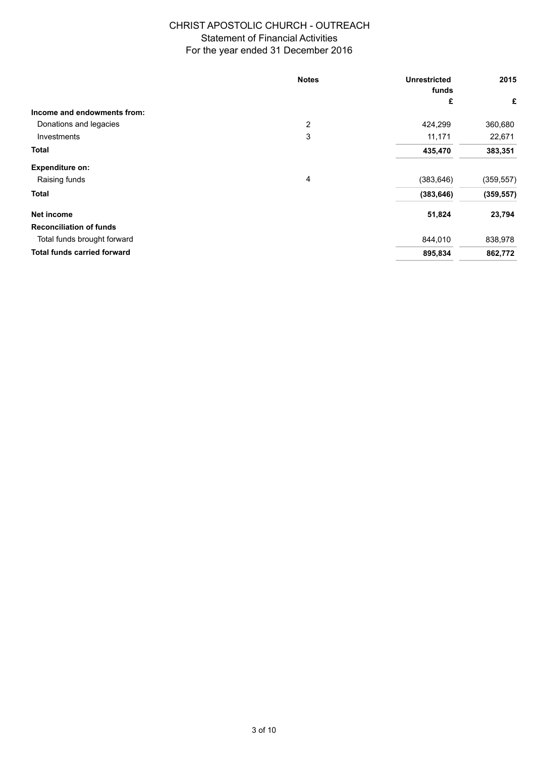# CHRIST APOSTOLIC CHURCH - OUTREACH

## Statement of Financial Activities

### For the year ended 31 December 2016

| | Notes | Unrestricted funds | 2015 |
|---|---|---|---|
| | | £ | £ |
| **Income and endowments from:** | | | |
| Donations and legacies | 2 | 424,299 | 360,680 |
| Investments | 3 | 11,171 | 22,671 |
| **Total** | | **435,470** | **383,351** |
| **Expenditure on:** | | | |
| Raising funds | 4 | (383,646) | (359,557) |
| **Total** | | **(383,646)** | **(359,557)** |
| **Net income** | | **51,824** | **23,794** |
| **Reconciliation of funds** | | | |
| Total funds brought forward | | 844,010 | 838,978 |
| **Total funds carried forward** | | **895,834** | **862,772** |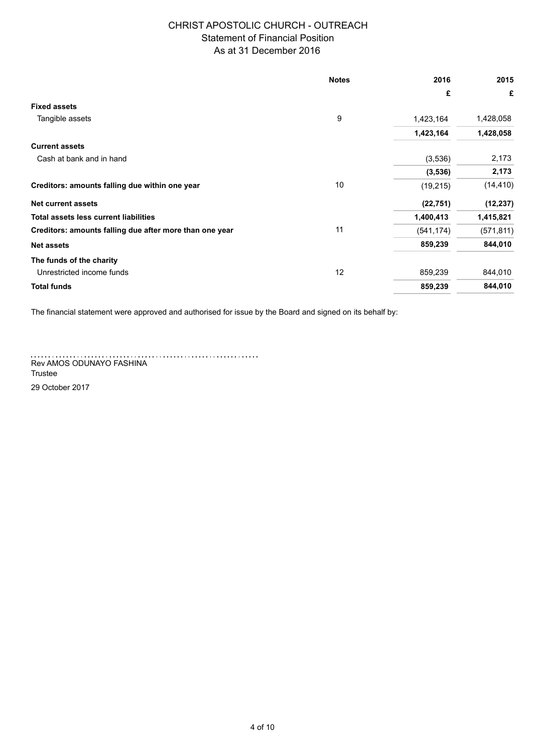# CHRIST APOSTOLIC CHURCH - OUTREACH

## Statement of Financial Position

### As at 31 December 2016

| | Notes | 2016 | 2015 |
|---|---|---|---|
| | | £ | £ |
| **Fixed assets** | | | |
| Tangible assets | 9 | 1,423,164 | 1,428,058 |
| | | **1,423,164** | **1,428,058** |
| **Current assets** | | | |
| Cash at bank and in hand | | (3,536) | 2,173 |
| | | **(3,536)** | **2,173** |
| **Creditors: amounts falling due within one year** | 10 | (19,215) | (14,410) |
| **Net current assets** | | **(22,751)** | **(12,237)** |
| **Total assets less current liabilities** | | **1,400,413** | **1,415,821** |
| **Creditors: amounts falling due after more than one year** | 11 | (541,174) | (571,811) |
| **Net assets** | | **859,239** | **844,010** |
| **The funds of the charity** | | | |
| Unrestricted income funds | 12 | 859,239 | 844,010 |
| **Total funds** | | **859,239** | **844,010** |

The financial statement were approved and authorised for issue by the Board and signed on its behalf by:

..............................................................

Rev AMOS ODUNAYO FASHINA
Trustee

29 October 2017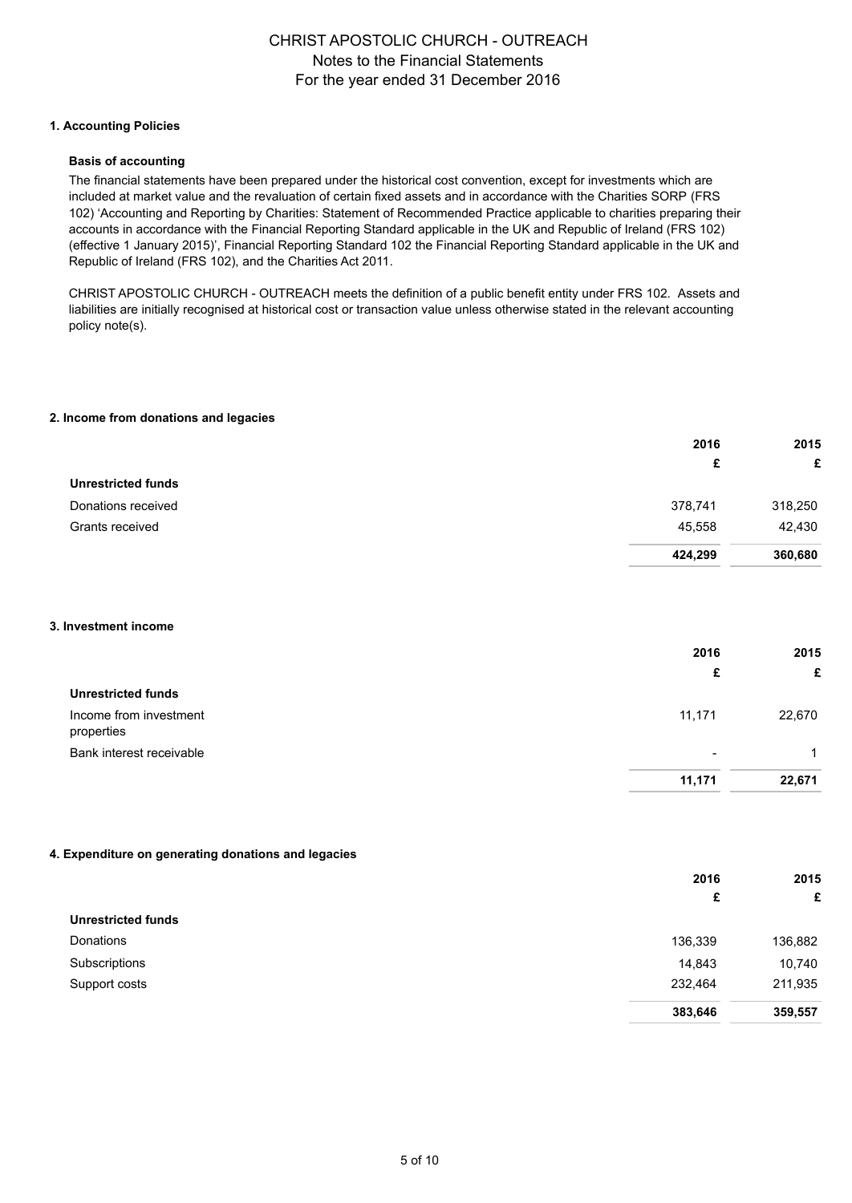# CHRIST APOSTOLIC CHURCH - OUTREACH
## Notes to the Financial Statements
## For the year ended 31 December 2016

### 1. Accounting Policies

**Basis of accounting**

The financial statements have been prepared under the historical cost convention, except for investments which are included at market value and the revaluation of certain fixed assets and in accordance with the Charities SORP (FRS 102) 'Accounting and Reporting by Charities: Statement of Recommended Practice applicable to charities preparing their accounts in accordance with the Financial Reporting Standard applicable in the UK and Republic of Ireland (FRS 102) (effective 1 January 2015)', Financial Reporting Standard 102 the Financial Reporting Standard applicable in the UK and Republic of Ireland (FRS 102), and the Charities Act 2011.

CHRIST APOSTOLIC CHURCH - OUTREACH meets the definition of a public benefit entity under FRS 102. Assets and liabilities are initially recognised at historical cost or transaction value unless otherwise stated in the relevant accounting policy note(s).

### 2. Income from donations and legacies

| | 2016 | 2015 |
|---|---|---|
| | £ | £ |
| **Unrestricted funds** | | |
| Donations received | 378,741 | 318,250 |
| Grants received | 45,558 | 42,430 |
| | **424,299** | **360,680** |

### 3. Investment income

| | 2016 | 2015 |
|---|---|---|
| | £ | £ |
| **Unrestricted funds** | | |
| Income from investment properties | 11,171 | 22,670 |
| Bank interest receivable | - | 1 |
| | **11,171** | **22,671** |

### 4. Expenditure on generating donations and legacies

| | 2016 | 2015 |
|---|---|---|
| | £ | £ |
| **Unrestricted funds** | | |
| Donations | 136,339 | 136,882 |
| Subscriptions | 14,843 | 10,740 |
| Support costs | 232,464 | 211,935 |
| | **383,646** | **359,557** |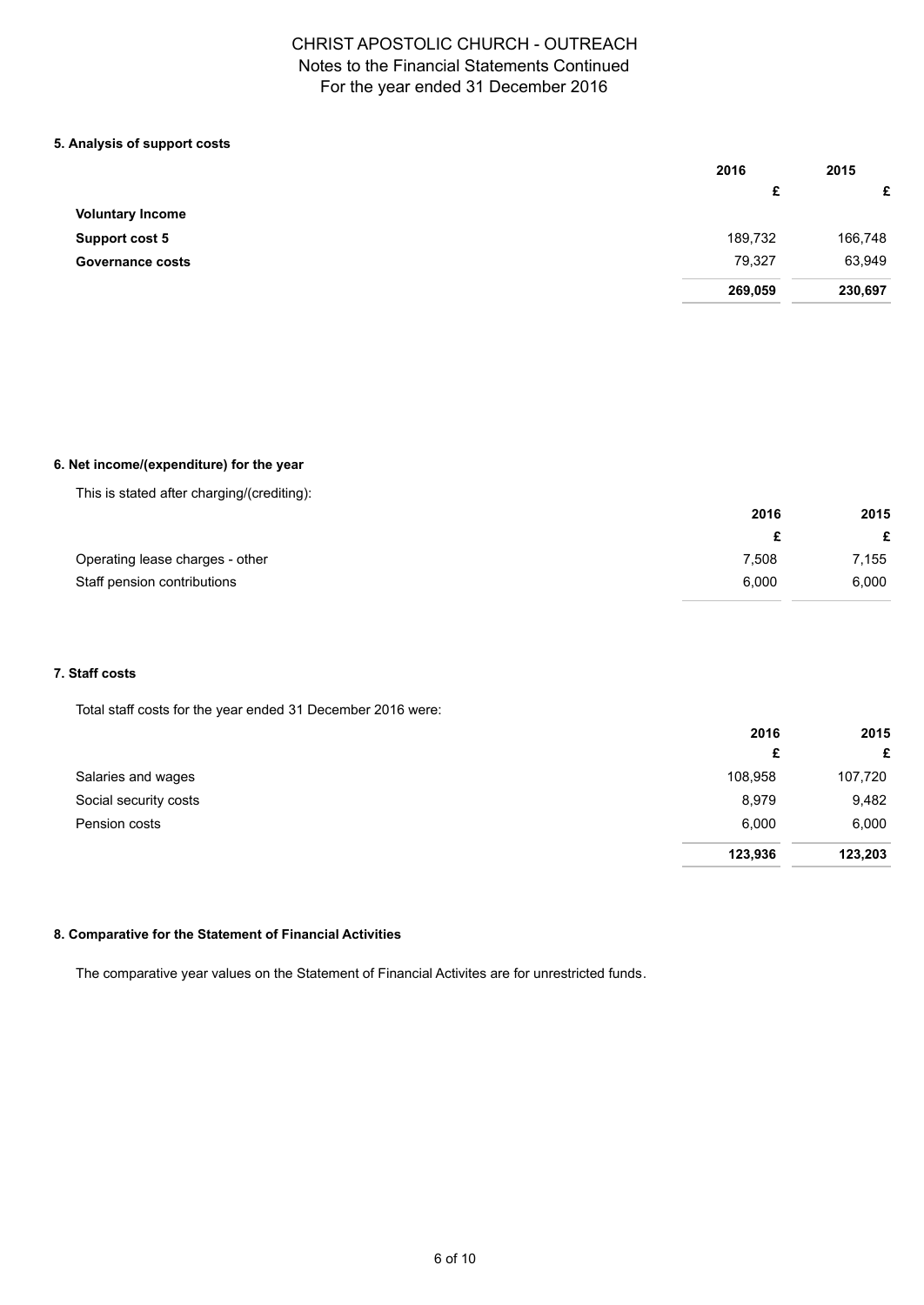# CHRIST APOSTOLIC CHURCH - OUTREACH

Notes to the Financial Statements Continued

For the year ended 31 December 2016

### 5. Analysis of support costs

| | 2016 | 2015 |
|---|---|---|
| | £ | £ |
| **Voluntary Income** | | |
| **Support cost 5** | 189,732 | 166,748 |
| **Governance costs** | 79,327 | 63,949 |
| | **269,059** | **230,697** |

### 6. Net income/(expenditure) for the year

This is stated after charging/(crediting):

| | 2016 | 2015 |
|---|---|---|
| | £ | £ |
| Operating lease charges - other | 7,508 | 7,155 |
| Staff pension contributions | 6,000 | 6,000 |

### 7. Staff costs

Total staff costs for the year ended 31 December 2016 were:

| | 2016 | 2015 |
|---|---|---|
| | £ | £ |
| Salaries and wages | 108,958 | 107,720 |
| Social security costs | 8,979 | 9,482 |
| Pension costs | 6,000 | 6,000 |
| | **123,936** | **123,203** |

### 8. Comparative for the Statement of Financial Activities

The comparative year values on the Statement of Financial Activites are for unrestricted funds.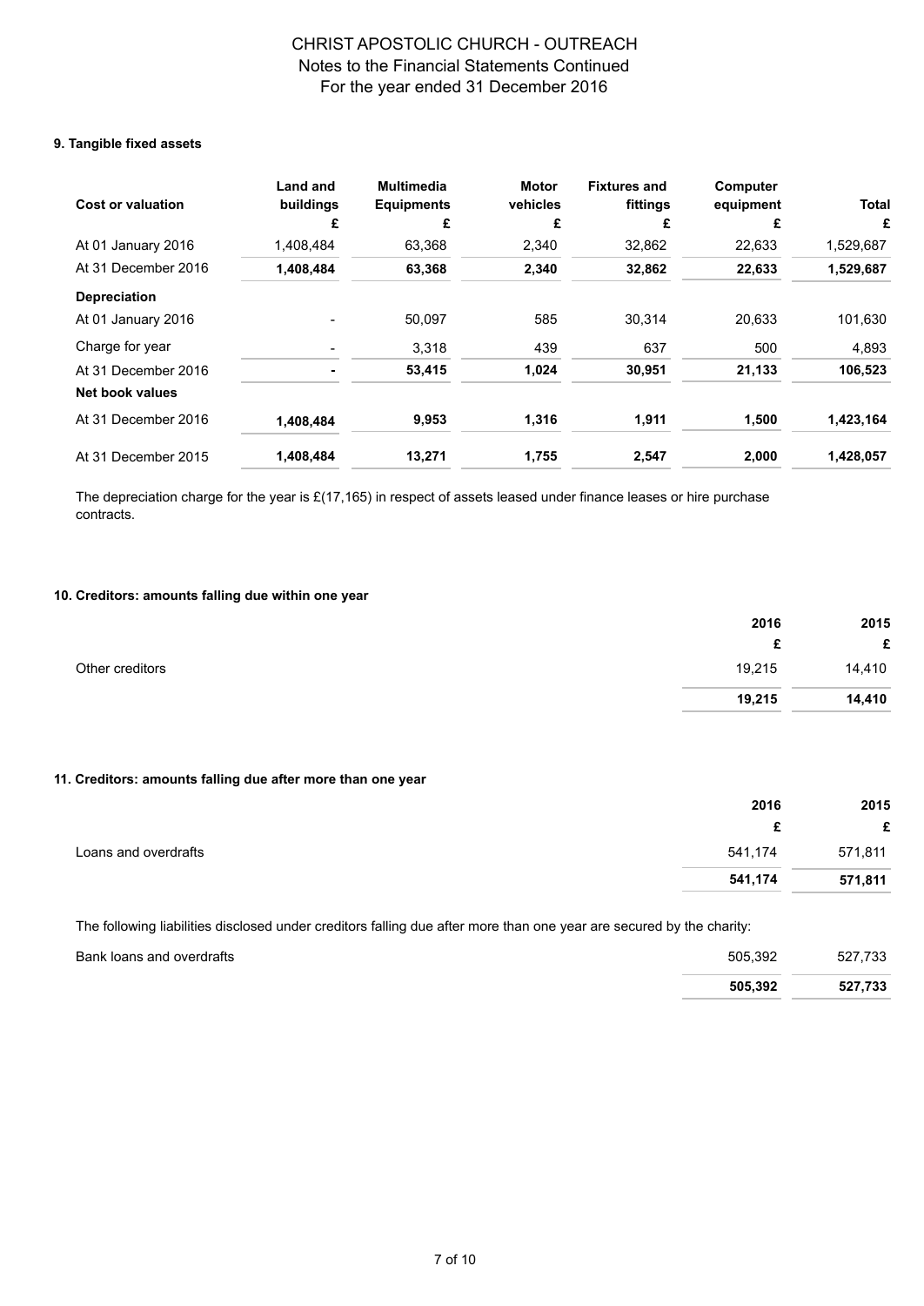CHRIST APOSTOLIC CHURCH - OUTREACH
Notes to the Financial Statements Continued
For the year ended 31 December 2016

### 9. Tangible fixed assets

| Cost or valuation | Land and buildings £ | Multimedia Equipments £ | Motor vehicles £ | Fixtures and fittings £ | Computer equipment £ | Total £ |
|---|---|---|---|---|---|---|
| At 01 January 2016 | 1,408,484 | 63,368 | 2,340 | 32,862 | 22,633 | 1,529,687 |
| At 31 December 2016 | **1,408,484** | **63,368** | **2,340** | **32,862** | **22,633** | **1,529,687** |
| **Depreciation** | | | | | | |
| At 01 January 2016 | - | 50,097 | 585 | 30,314 | 20,633 | 101,630 |
| Charge for year | - | 3,318 | 439 | 637 | 500 | 4,893 |
| At 31 December 2016 | **-** | **53,415** | **1,024** | **30,951** | **21,133** | **106,523** |
| **Net book values** | | | | | | |
| At 31 December 2016 | **1,408,484** | **9,953** | **1,316** | **1,911** | **1,500** | **1,423,164** |
| At 31 December 2015 | **1,408,484** | **13,271** | **1,755** | **2,547** | **2,000** | **1,428,057** |

The depreciation charge for the year is £(17,165) in respect of assets leased under finance leases or hire purchase contracts.

### 10. Creditors: amounts falling due within one year

| | 2016 £ | 2015 £ |
|---|---|---|
| Other creditors | 19,215 | 14,410 |
| | **19,215** | **14,410** |

### 11. Creditors: amounts falling due after more than one year

| | 2016 £ | 2015 £ |
|---|---|---|
| Loans and overdrafts | 541,174 | 571,811 |
| | **541,174** | **571,811** |

The following liabilities disclosed under creditors falling due after more than one year are secured by the charity:

| | 2016 | 2015 |
|---|---|---|
| Bank loans and overdrafts | 505,392 | 527,733 |
| | **505,392** | **527,733** |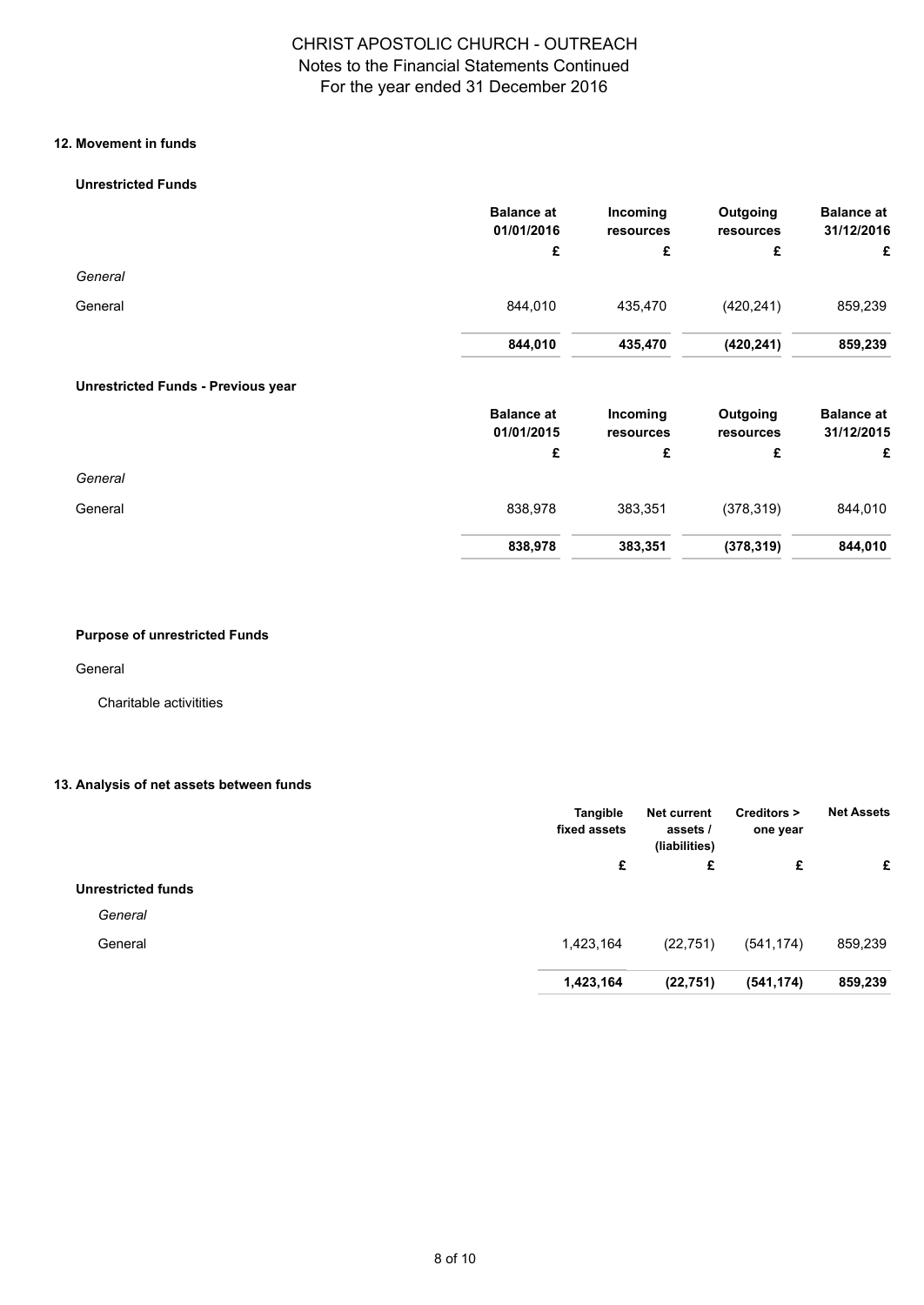### 12. Movement in funds

**Unrestricted Funds**

| | Balance at 01/01/2016 | Incoming resources | Outgoing resources | Balance at 31/12/2016 |
|---|---|---|---|---|
| | £ | £ | £ | £ |
| *General* | | | | |
| General | 844,010 | 435,470 | (420,241) | 859,239 |
| | **844,010** | **435,470** | **(420,241)** | **859,239** |

**Unrestricted Funds - Previous year**

| | Balance at 01/01/2015 | Incoming resources | Outgoing resources | Balance at 31/12/2015 |
|---|---|---|---|---|
| | £ | £ | £ | £ |
| *General* | | | | |
| General | 838,978 | 383,351 | (378,319) | 844,010 |
| | **838,978** | **383,351** | **(378,319)** | **844,010** |

**Purpose of unrestricted Funds**

General

Charitable activitities

### 13. Analysis of net assets between funds

| | Tangible fixed assets | Net current assets / (liabilities) | Creditors > one year | Net Assets |
|---|---|---|---|---|
| | £ | £ | £ | £ |
| **Unrestricted funds** | | | | |
| *General* | | | | |
| General | 1,423,164 | (22,751) | (541,174) | 859,239 |
| | **1,423,164** | **(22,751)** | **(541,174)** | **859,239** |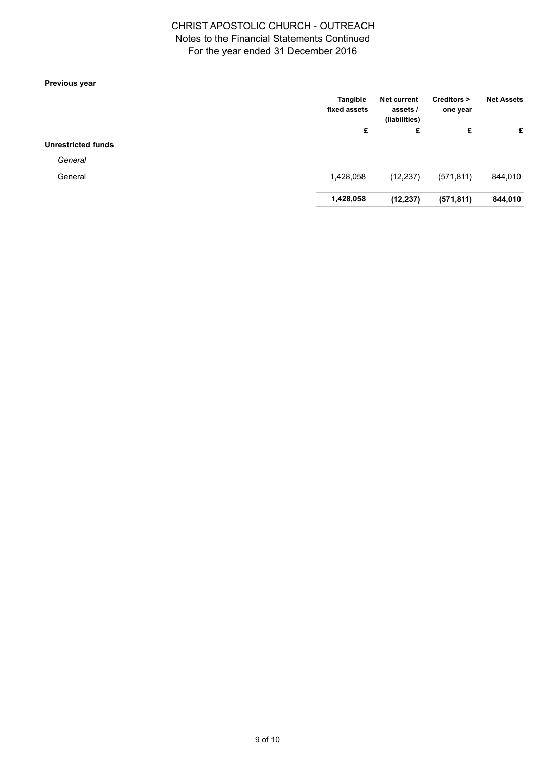**Previous year**

| | Tangible fixed assets | Net current assets / (liabilities) | Creditors > one year | Net Assets |
|---|---|---|---|---|
| | £ | £ | £ | £ |
| **Unrestricted funds** | | | | |
| *General* | | | | |
| General | 1,428,058 | (12,237) | (571,811) | 844,010 |
| | **1,428,058** | **(12,237)** | **(571,811)** | **844,010** |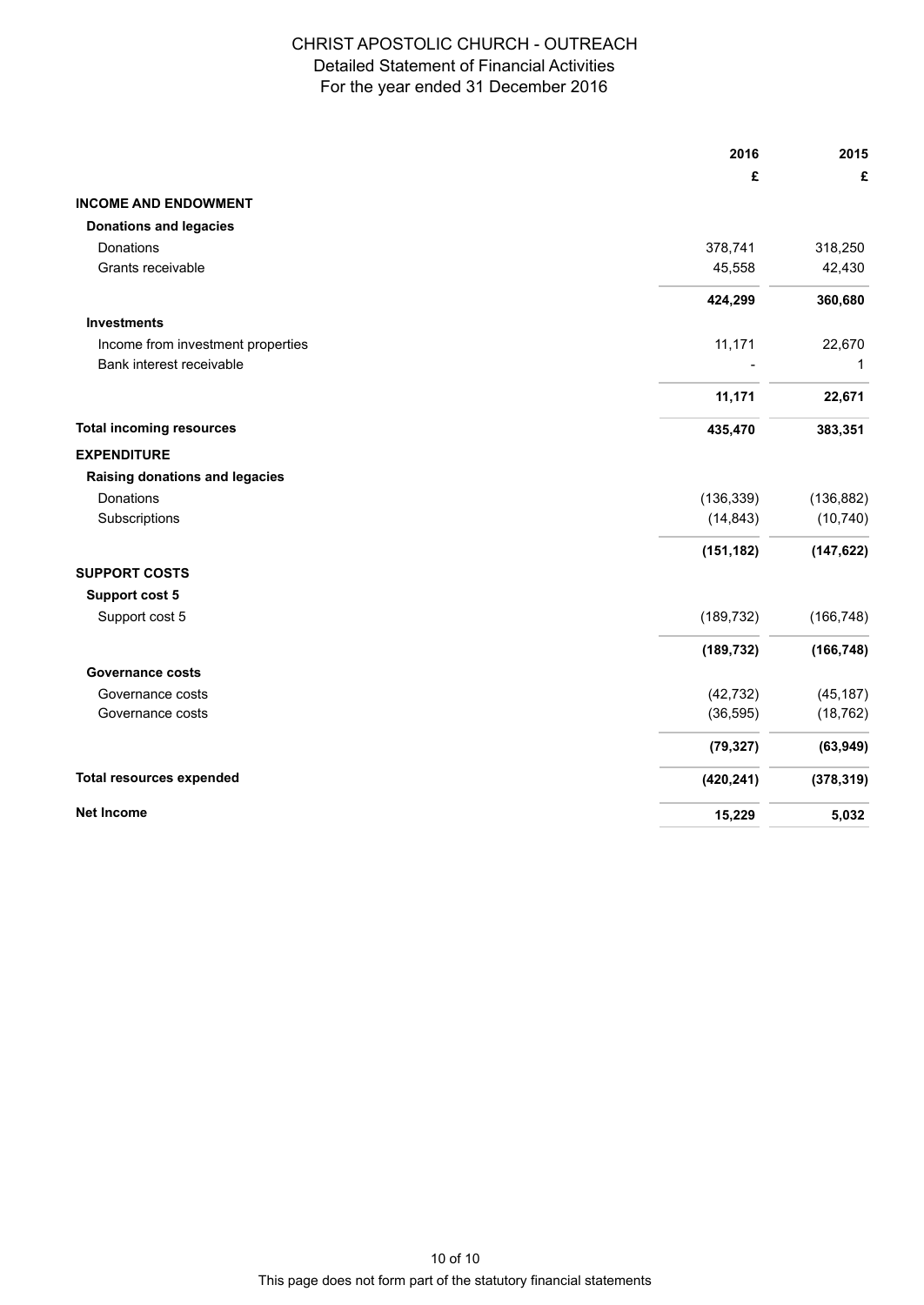# CHRIST APOSTOLIC CHURCH - OUTREACH

## Detailed Statement of Financial Activities

### For the year ended 31 December 2016

| | 2016 | 2015 |
|---|---|---|
| | £ | £ |
| **INCOME AND ENDOWMENT** | | |
| **Donations and legacies** | | |
| Donations | 378,741 | 318,250 |
| Grants receivable | 45,558 | 42,430 |
| | **424,299** | **360,680** |
| **Investments** | | |
| Income from investment properties | 11,171 | 22,670 |
| Bank interest receivable | - | 1 |
| | **11,171** | **22,671** |
| **Total incoming resources** | **435,470** | **383,351** |
| **EXPENDITURE** | | |
| **Raising donations and legacies** | | |
| Donations | (136,339) | (136,882) |
| Subscriptions | (14,843) | (10,740) |
| | **(151,182)** | **(147,622)** |
| **SUPPORT COSTS** | | |
| **Support cost 5** | | |
| Support cost 5 | (189,732) | (166,748) |
| | **(189,732)** | **(166,748)** |
| **Governance costs** | | |
| Governance costs | (42,732) | (45,187) |
| Governance costs | (36,595) | (18,762) |
| | **(79,327)** | **(63,949)** |
| **Total resources expended** | **(420,241)** | **(378,319)** |
| **Net Income** | **15,229** | **5,032** |

This page does not form part of the statutory financial statements